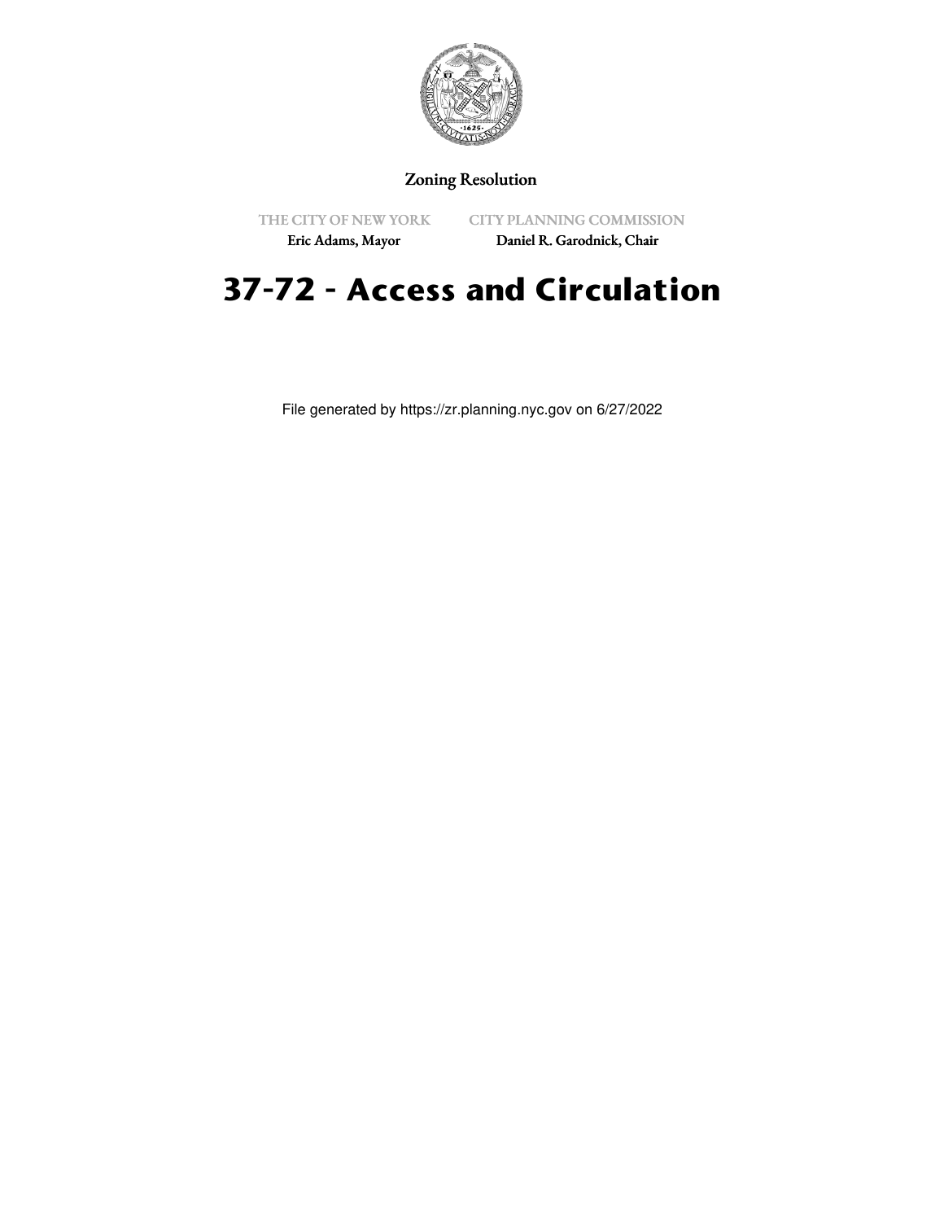Zoning Resolution

THE CITY OF NEW YORK
Eric Adams, Mayor

CITY PLANNING COMMISSION
Daniel R. Garodnick, Chair

# 37-72 - Access and Circulation

File generated by https://zr.planning.nyc.gov on 6/27/2022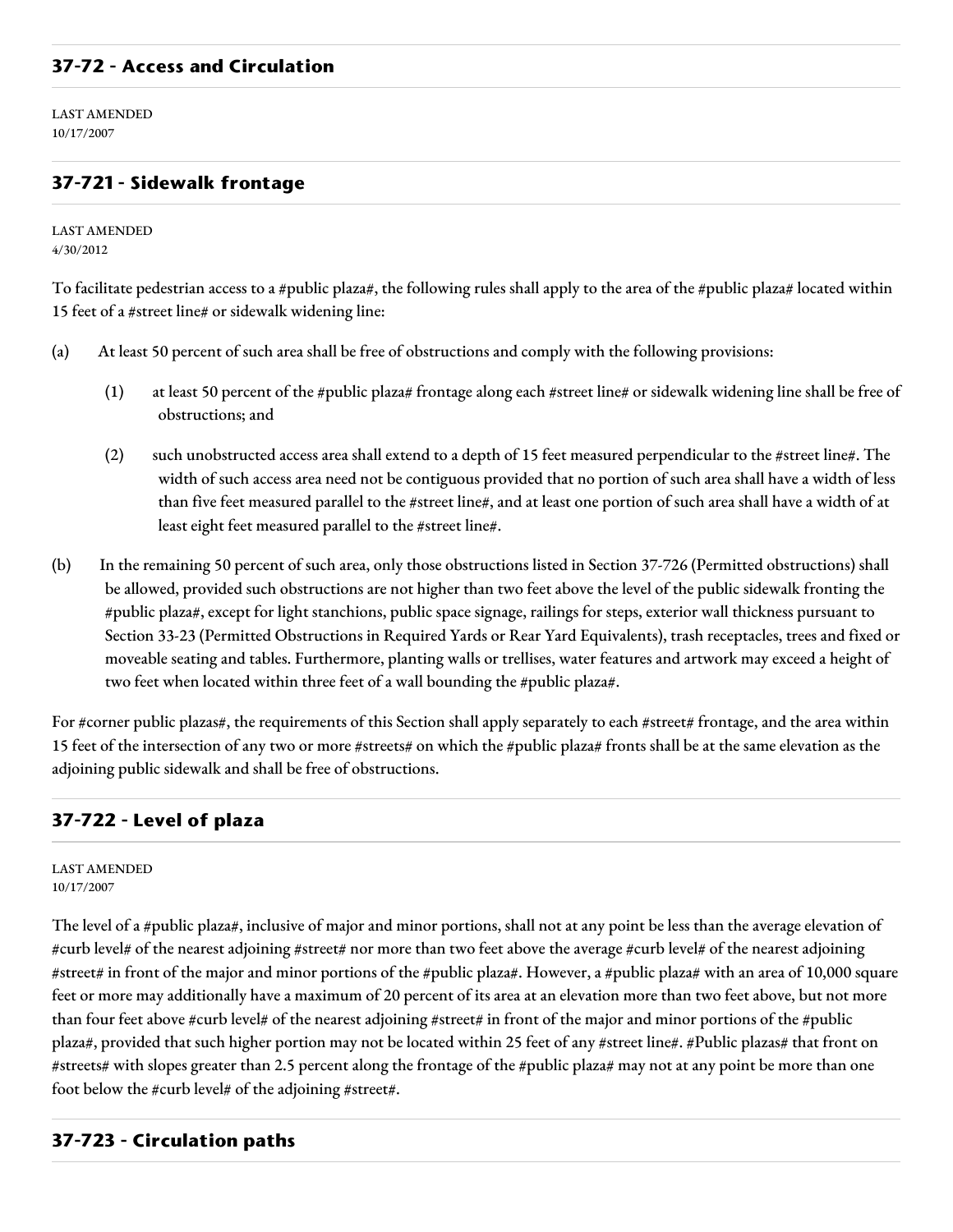## 37-72 - Access and Circulation

LAST AMENDED
10/17/2007

## 37-721 - Sidewalk frontage

LAST AMENDED
4/30/2012

To facilitate pedestrian access to a #public plaza#, the following rules shall apply to the area of the #public plaza# located within 15 feet of a #street line# or sidewalk widening line:

(a) At least 50 percent of such area shall be free of obstructions and comply with the following provisions:

   (1) at least 50 percent of the #public plaza# frontage along each #street line# or sidewalk widening line shall be free of obstructions; and

   (2) such unobstructed access area shall extend to a depth of 15 feet measured perpendicular to the #street line#. The width of such access area need not be contiguous provided that no portion of such area shall have a width of less than five feet measured parallel to the #street line#, and at least one portion of such area shall have a width of at least eight feet measured parallel to the #street line#.

(b) In the remaining 50 percent of such area, only those obstructions listed in Section 37-726 (Permitted obstructions) shall be allowed, provided such obstructions are not higher than two feet above the level of the public sidewalk fronting the #public plaza#, except for light stanchions, public space signage, railings for steps, exterior wall thickness pursuant to Section 33-23 (Permitted Obstructions in Required Yards or Rear Yard Equivalents), trash receptacles, trees and fixed or moveable seating and tables. Furthermore, planting walls or trellises, water features and artwork may exceed a height of two feet when located within three feet of a wall bounding the #public plaza#.

For #corner public plazas#, the requirements of this Section shall apply separately to each #street# frontage, and the area within 15 feet of the intersection of any two or more #streets# on which the #public plaza# fronts shall be at the same elevation as the adjoining public sidewalk and shall be free of obstructions.

## 37-722 - Level of plaza

LAST AMENDED
10/17/2007

The level of a #public plaza#, inclusive of major and minor portions, shall not at any point be less than the average elevation of #curb level# of the nearest adjoining #street# nor more than two feet above the average #curb level# of the nearest adjoining #street# in front of the major and minor portions of the #public plaza#. However, a #public plaza# with an area of 10,000 square feet or more may additionally have a maximum of 20 percent of its area at an elevation more than two feet above, but not more than four feet above #curb level# of the nearest adjoining #street# in front of the major and minor portions of the #public plaza#, provided that such higher portion may not be located within 25 feet of any #street line#. #Public plazas# that front on #streets# with slopes greater than 2.5 percent along the frontage of the #public plaza# may not at any point be more than one foot below the #curb level# of the adjoining #street#.

## 37-723 - Circulation paths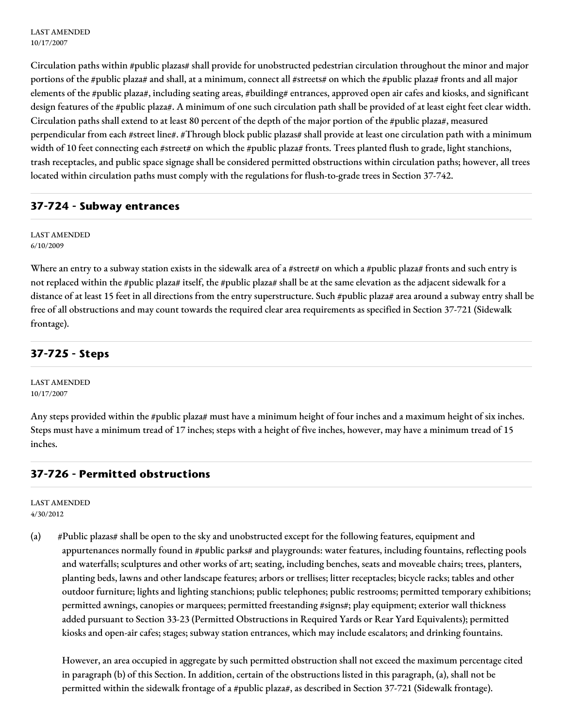LAST AMENDED
10/17/2007

Circulation paths within #public plazas# shall provide for unobstructed pedestrian circulation throughout the minor and major portions of the #public plaza# and shall, at a minimum, connect all #streets# on which the #public plaza# fronts and all major elements of the #public plaza#, including seating areas, #building# entrances, approved open air cafes and kiosks, and significant design features of the #public plaza#. A minimum of one such circulation path shall be provided of at least eight feet clear width. Circulation paths shall extend to at least 80 percent of the depth of the major portion of the #public plaza#, measured perpendicular from each #street line#. #Through block public plazas# shall provide at least one circulation path with a minimum width of 10 feet connecting each #street# on which the #public plaza# fronts. Trees planted flush to grade, light stanchions, trash receptacles, and public space signage shall be considered permitted obstructions within circulation paths; however, all trees located within circulation paths must comply with the regulations for flush-to-grade trees in Section 37-742.

## 37-724 - Subway entrances

LAST AMENDED
6/10/2009

Where an entry to a subway station exists in the sidewalk area of a #street# on which a #public plaza# fronts and such entry is not replaced within the #public plaza# itself, the #public plaza# shall be at the same elevation as the adjacent sidewalk for a distance of at least 15 feet in all directions from the entry superstructure. Such #public plaza# area around a subway entry shall be free of all obstructions and may count towards the required clear area requirements as specified in Section 37-721 (Sidewalk frontage).

## 37-725 - Steps

LAST AMENDED
10/17/2007

Any steps provided within the #public plaza# must have a minimum height of four inches and a maximum height of six inches. Steps must have a minimum tread of 17 inches; steps with a height of five inches, however, may have a minimum tread of 15 inches.

## 37-726 - Permitted obstructions

LAST AMENDED
4/30/2012

(a) #Public plazas# shall be open to the sky and unobstructed except for the following features, equipment and appurtenances normally found in #public parks# and playgrounds: water features, including fountains, reflecting pools and waterfalls; sculptures and other works of art; seating, including benches, seats and moveable chairs; trees, planters, planting beds, lawns and other landscape features; arbors or trellises; litter receptacles; bicycle racks; tables and other outdoor furniture; lights and lighting stanchions; public telephones; public restrooms; permitted temporary exhibitions; permitted awnings, canopies or marquees; permitted freestanding #signs#; play equipment; exterior wall thickness added pursuant to Section 33-23 (Permitted Obstructions in Required Yards or Rear Yard Equivalents); permitted kiosks and open-air cafes; stages; subway station entrances, which may include escalators; and drinking fountains.

However, an area occupied in aggregate by such permitted obstruction shall not exceed the maximum percentage cited in paragraph (b) of this Section. In addition, certain of the obstructions listed in this paragraph, (a), shall not be permitted within the sidewalk frontage of a #public plaza#, as described in Section 37-721 (Sidewalk frontage).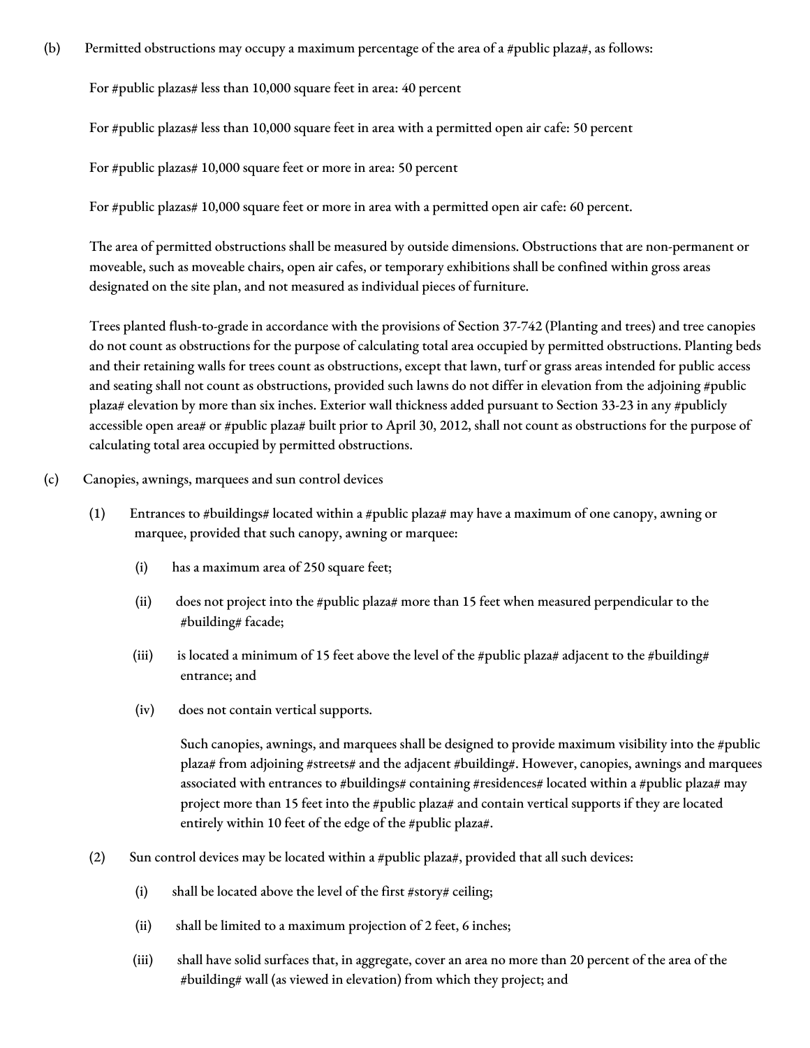(b) Permitted obstructions may occupy a maximum percentage of the area of a #public plaza#, as follows:

For #public plazas# less than 10,000 square feet in area: 40 percent

For #public plazas# less than 10,000 square feet in area with a permitted open air cafe: 50 percent

For #public plazas# 10,000 square feet or more in area: 50 percent

For #public plazas# 10,000 square feet or more in area with a permitted open air cafe: 60 percent.

The area of permitted obstructions shall be measured by outside dimensions. Obstructions that are non-permanent or moveable, such as moveable chairs, open air cafes, or temporary exhibitions shall be confined within gross areas designated on the site plan, and not measured as individual pieces of furniture.

Trees planted flush-to-grade in accordance with the provisions of Section 37-742 (Planting and trees) and tree canopies do not count as obstructions for the purpose of calculating total area occupied by permitted obstructions. Planting beds and their retaining walls for trees count as obstructions, except that lawn, turf or grass areas intended for public access and seating shall not count as obstructions, provided such lawns do not differ in elevation from the adjoining #public plaza# elevation by more than six inches. Exterior wall thickness added pursuant to Section 33-23 in any #publicly accessible open area# or #public plaza# built prior to April 30, 2012, shall not count as obstructions for the purpose of calculating total area occupied by permitted obstructions.

(c) Canopies, awnings, marquees and sun control devices

(1) Entrances to #buildings# located within a #public plaza# may have a maximum of one canopy, awning or marquee, provided that such canopy, awning or marquee:

(i) has a maximum area of 250 square feet;

(ii) does not project into the #public plaza# more than 15 feet when measured perpendicular to the #building# facade;

(iii) is located a minimum of 15 feet above the level of the #public plaza# adjacent to the #building# entrance; and

(iv) does not contain vertical supports.

Such canopies, awnings, and marquees shall be designed to provide maximum visibility into the #public plaza# from adjoining #streets# and the adjacent #building#. However, canopies, awnings and marquees associated with entrances to #buildings# containing #residences# located within a #public plaza# may project more than 15 feet into the #public plaza# and contain vertical supports if they are located entirely within 10 feet of the edge of the #public plaza#.

(2) Sun control devices may be located within a #public plaza#, provided that all such devices:

(i) shall be located above the level of the first #story# ceiling;

(ii) shall be limited to a maximum projection of 2 feet, 6 inches;

(iii) shall have solid surfaces that, in aggregate, cover an area no more than 20 percent of the area of the #building# wall (as viewed in elevation) from which they project; and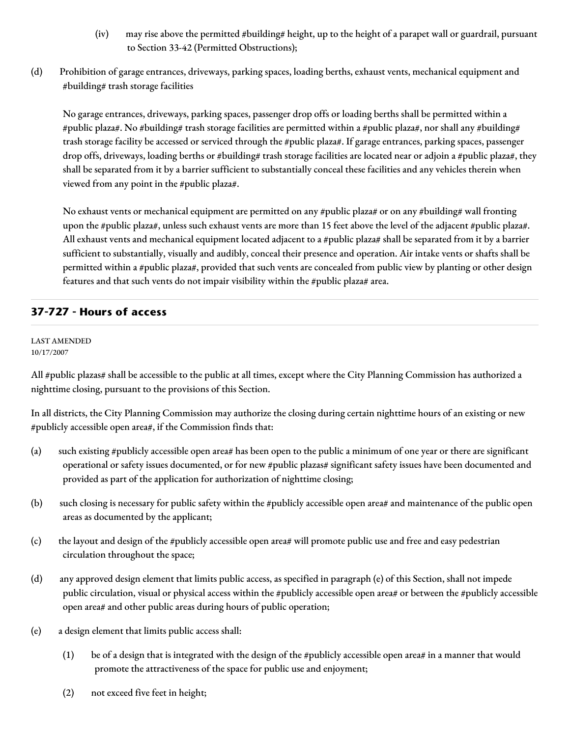(iv) may rise above the permitted #building# height, up to the height of a parapet wall or guardrail, pursuant to Section 33-42 (Permitted Obstructions);

(d) Prohibition of garage entrances, driveways, parking spaces, loading berths, exhaust vents, mechanical equipment and #building# trash storage facilities

No garage entrances, driveways, parking spaces, passenger drop offs or loading berths shall be permitted within a #public plaza#. No #building# trash storage facilities are permitted within a #public plaza#, nor shall any #building# trash storage facility be accessed or serviced through the #public plaza#. If garage entrances, parking spaces, passenger drop offs, driveways, loading berths or #building# trash storage facilities are located near or adjoin a #public plaza#, they shall be separated from it by a barrier sufficient to substantially conceal these facilities and any vehicles therein when viewed from any point in the #public plaza#.

No exhaust vents or mechanical equipment are permitted on any #public plaza# or on any #building# wall fronting upon the #public plaza#, unless such exhaust vents are more than 15 feet above the level of the adjacent #public plaza#. All exhaust vents and mechanical equipment located adjacent to a #public plaza# shall be separated from it by a barrier sufficient to substantially, visually and audibly, conceal their presence and operation. Air intake vents or shafts shall be permitted within a #public plaza#, provided that such vents are concealed from public view by planting or other design features and that such vents do not impair visibility within the #public plaza# area.

## 37-727 - Hours of access

LAST AMENDED
10/17/2007

All #public plazas# shall be accessible to the public at all times, except where the City Planning Commission has authorized a nighttime closing, pursuant to the provisions of this Section.

In all districts, the City Planning Commission may authorize the closing during certain nighttime hours of an existing or new #publicly accessible open area#, if the Commission finds that:

(a) such existing #publicly accessible open area# has been open to the public a minimum of one year or there are significant operational or safety issues documented, or for new #public plazas# significant safety issues have been documented and provided as part of the application for authorization of nighttime closing;

(b) such closing is necessary for public safety within the #publicly accessible open area# and maintenance of the public open areas as documented by the applicant;

(c) the layout and design of the #publicly accessible open area# will promote public use and free and easy pedestrian circulation throughout the space;

(d) any approved design element that limits public access, as specified in paragraph (e) of this Section, shall not impede public circulation, visual or physical access within the #publicly accessible open area# or between the #publicly accessible open area# and other public areas during hours of public operation;

(e) a design element that limits public access shall:

(1) be of a design that is integrated with the design of the #publicly accessible open area# in a manner that would promote the attractiveness of the space for public use and enjoyment;

(2) not exceed five feet in height;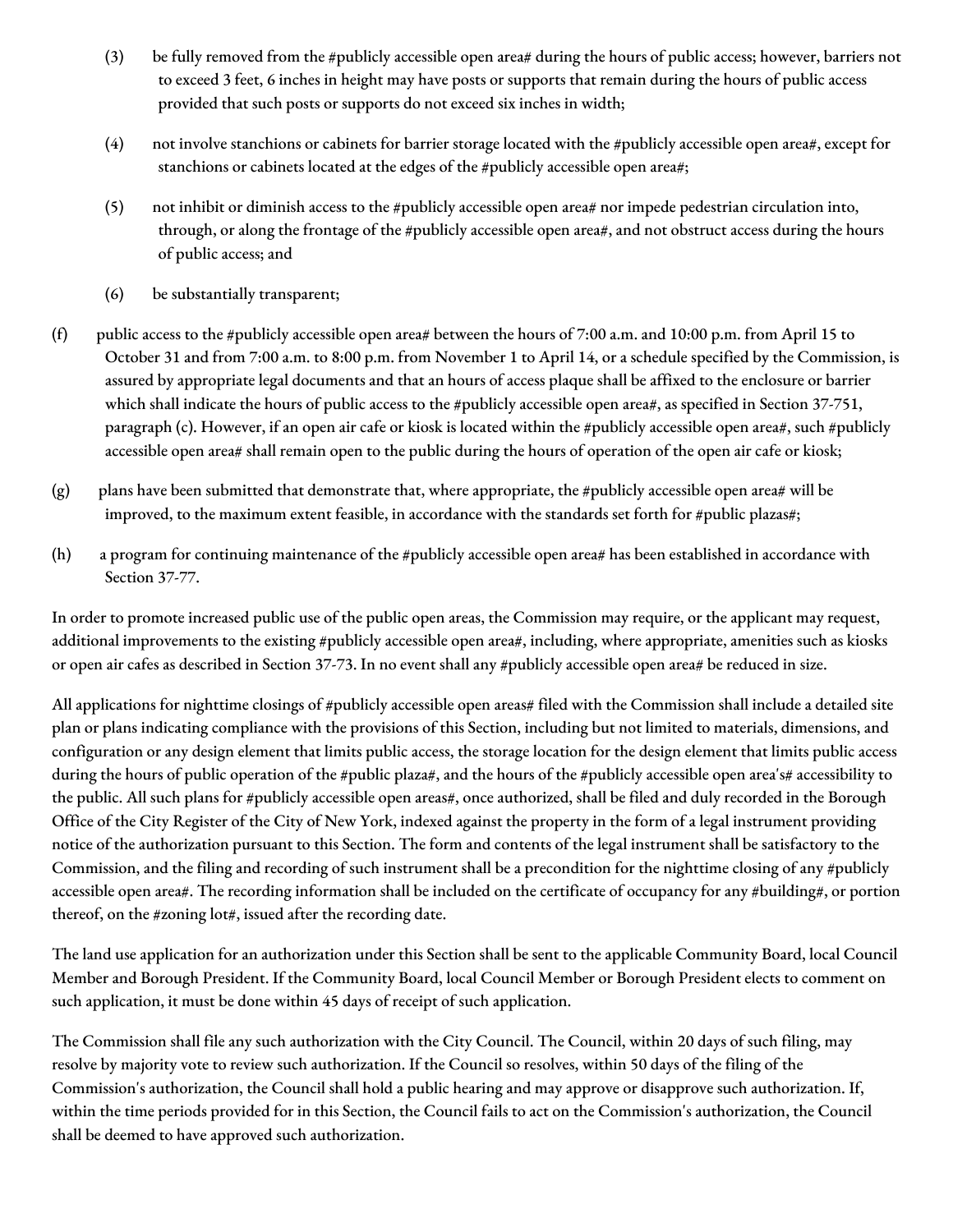(3) be fully removed from the #publicly accessible open area# during the hours of public access; however, barriers not to exceed 3 feet, 6 inches in height may have posts or supports that remain during the hours of public access provided that such posts or supports do not exceed six inches in width;

(4) not involve stanchions or cabinets for barrier storage located with the #publicly accessible open area#, except for stanchions or cabinets located at the edges of the #publicly accessible open area#;

(5) not inhibit or diminish access to the #publicly accessible open area# nor impede pedestrian circulation into, through, or along the frontage of the #publicly accessible open area#, and not obstruct access during the hours of public access; and

(6) be substantially transparent;

(f) public access to the #publicly accessible open area# between the hours of 7:00 a.m. and 10:00 p.m. from April 15 to October 31 and from 7:00 a.m. to 8:00 p.m. from November 1 to April 14, or a schedule specified by the Commission, is assured by appropriate legal documents and that an hours of access plaque shall be affixed to the enclosure or barrier which shall indicate the hours of public access to the #publicly accessible open area#, as specified in Section 37-751, paragraph (c). However, if an open air cafe or kiosk is located within the #publicly accessible open area#, such #publicly accessible open area# shall remain open to the public during the hours of operation of the open air cafe or kiosk;

(g) plans have been submitted that demonstrate that, where appropriate, the #publicly accessible open area# will be improved, to the maximum extent feasible, in accordance with the standards set forth for #public plazas#;

(h) a program for continuing maintenance of the #publicly accessible open area# has been established in accordance with Section 37-77.

In order to promote increased public use of the public open areas, the Commission may require, or the applicant may request, additional improvements to the existing #publicly accessible open area#, including, where appropriate, amenities such as kiosks or open air cafes as described in Section 37-73. In no event shall any #publicly accessible open area# be reduced in size.

All applications for nighttime closings of #publicly accessible open areas# filed with the Commission shall include a detailed site plan or plans indicating compliance with the provisions of this Section, including but not limited to materials, dimensions, and configuration or any design element that limits public access, the storage location for the design element that limits public access during the hours of public operation of the #public plaza#, and the hours of the #publicly accessible open area's# accessibility to the public. All such plans for #publicly accessible open areas#, once authorized, shall be filed and duly recorded in the Borough Office of the City Register of the City of New York, indexed against the property in the form of a legal instrument providing notice of the authorization pursuant to this Section. The form and contents of the legal instrument shall be satisfactory to the Commission, and the filing and recording of such instrument shall be a precondition for the nighttime closing of any #publicly accessible open area#. The recording information shall be included on the certificate of occupancy for any #building#, or portion thereof, on the #zoning lot#, issued after the recording date.

The land use application for an authorization under this Section shall be sent to the applicable Community Board, local Council Member and Borough President. If the Community Board, local Council Member or Borough President elects to comment on such application, it must be done within 45 days of receipt of such application.

The Commission shall file any such authorization with the City Council. The Council, within 20 days of such filing, may resolve by majority vote to review such authorization. If the Council so resolves, within 50 days of the filing of the Commission's authorization, the Council shall hold a public hearing and may approve or disapprove such authorization. If, within the time periods provided for in this Section, the Council fails to act on the Commission's authorization, the Council shall be deemed to have approved such authorization.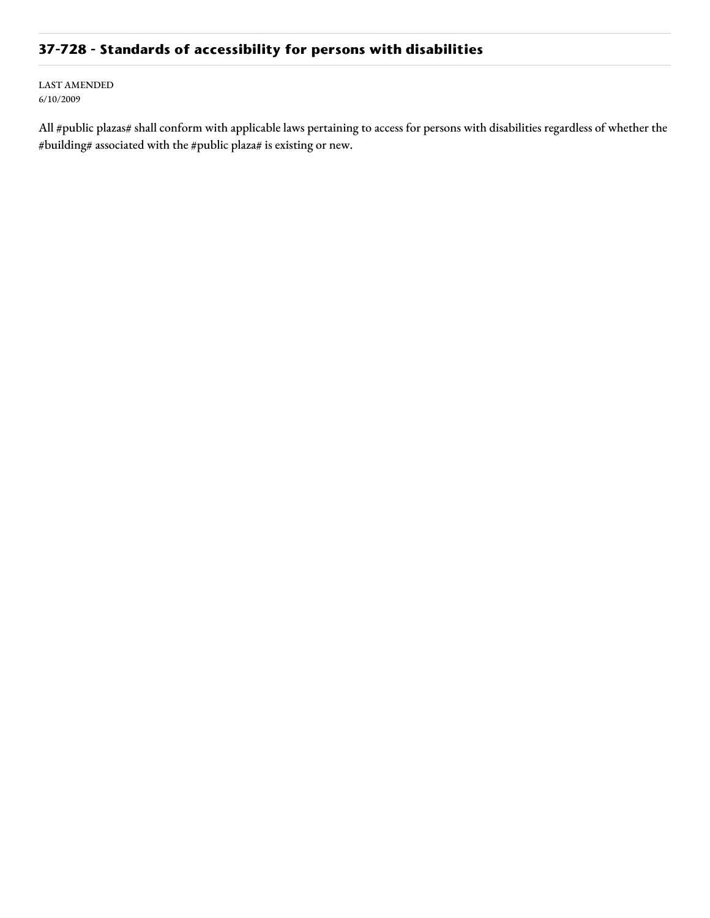## 37-728 - Standards of accessibility for persons with disabilities

LAST AMENDED
6/10/2009

All #public plazas# shall conform with applicable laws pertaining to access for persons with disabilities regardless of whether the #building# associated with the #public plaza# is existing or new.